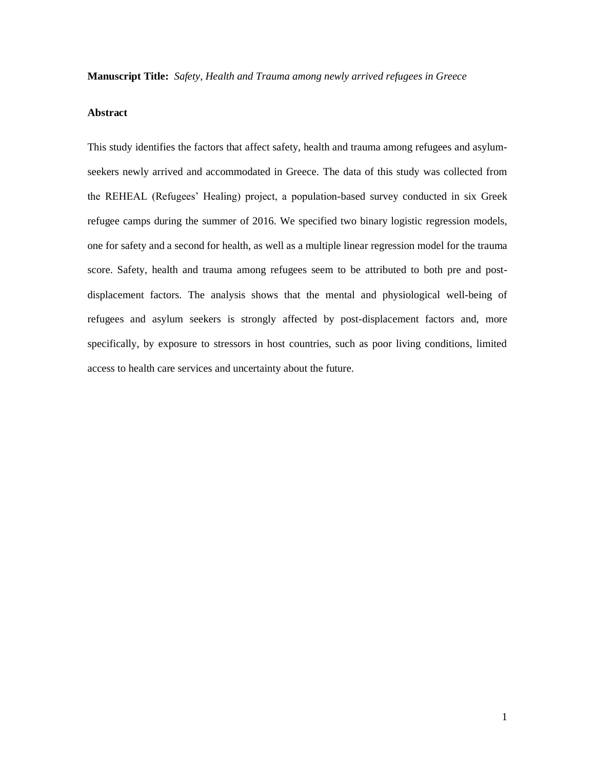**Manuscript Title:** *Safety, Health and Trauma among newly arrived refugees in Greece*

**Abstract**

This study identifies the factors that affect safety, health and trauma among refugees and asylum-seekers newly arrived and accommodated in Greece. The data of this study was collected from the REHEAL (Refugees' Healing) project, a population-based survey conducted in six Greek refugee camps during the summer of 2016. We specified two binary logistic regression models, one for safety and a second for health, as well as a multiple linear regression model for the trauma score. Safety, health and trauma among refugees seem to be attributed to both pre and post-displacement factors. The analysis shows that the mental and physiological well-being of refugees and asylum seekers is strongly affected by post-displacement factors and, more specifically, by exposure to stressors in host countries, such as poor living conditions, limited access to health care services and uncertainty about the future.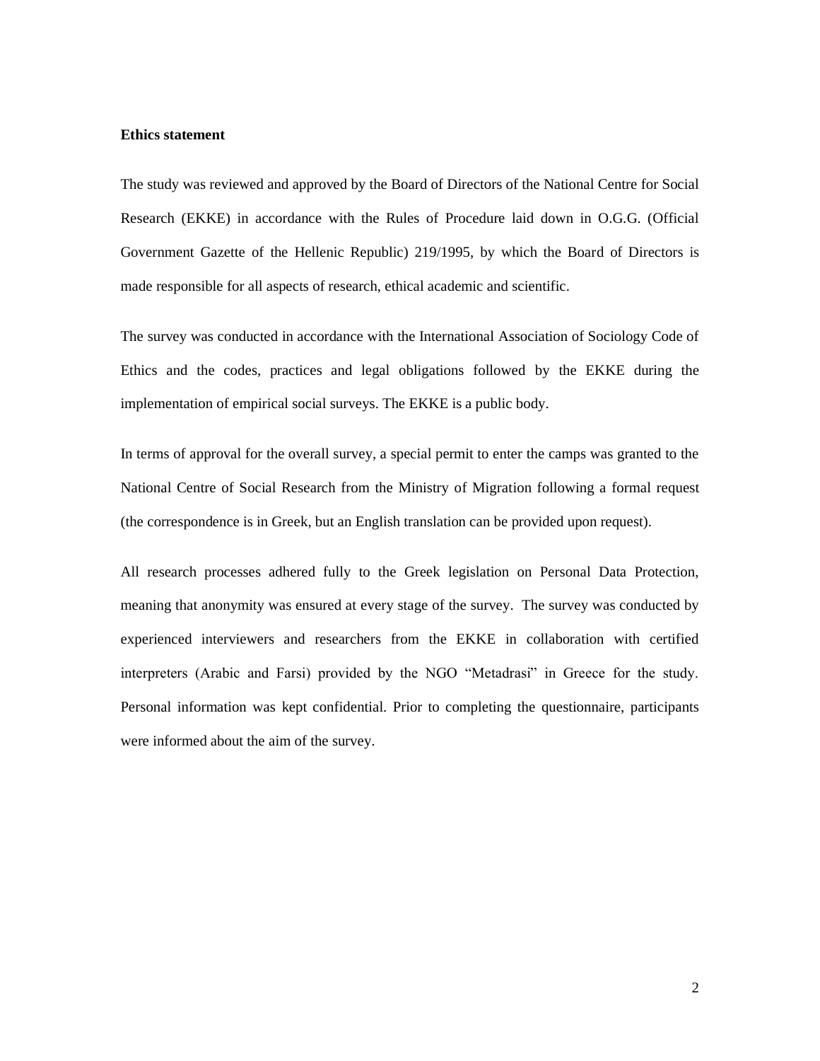**Ethics statement**

The study was reviewed and approved by the Board of Directors of the National Centre for Social Research (EKKE) in accordance with the Rules of Procedure laid down in O.G.G. (Official Government Gazette of the Hellenic Republic) 219/1995, by which the Board of Directors is made responsible for all aspects of research, ethical academic and scientific.

The survey was conducted in accordance with the International Association of Sociology Code of Ethics and the codes, practices and legal obligations followed by the EKKE during the implementation of empirical social surveys. The EKKE is a public body.

In terms of approval for the overall survey, a special permit to enter the camps was granted to the National Centre of Social Research from the Ministry of Migration following a formal request (the correspondence is in Greek, but an English translation can be provided upon request).

All research processes adhered fully to the Greek legislation on Personal Data Protection, meaning that anonymity was ensured at every stage of the survey. The survey was conducted by experienced interviewers and researchers from the EKKE in collaboration with certified interpreters (Arabic and Farsi) provided by the NGO "Metadrasi" in Greece for the study. Personal information was kept confidential. Prior to completing the questionnaire, participants were informed about the aim of the survey.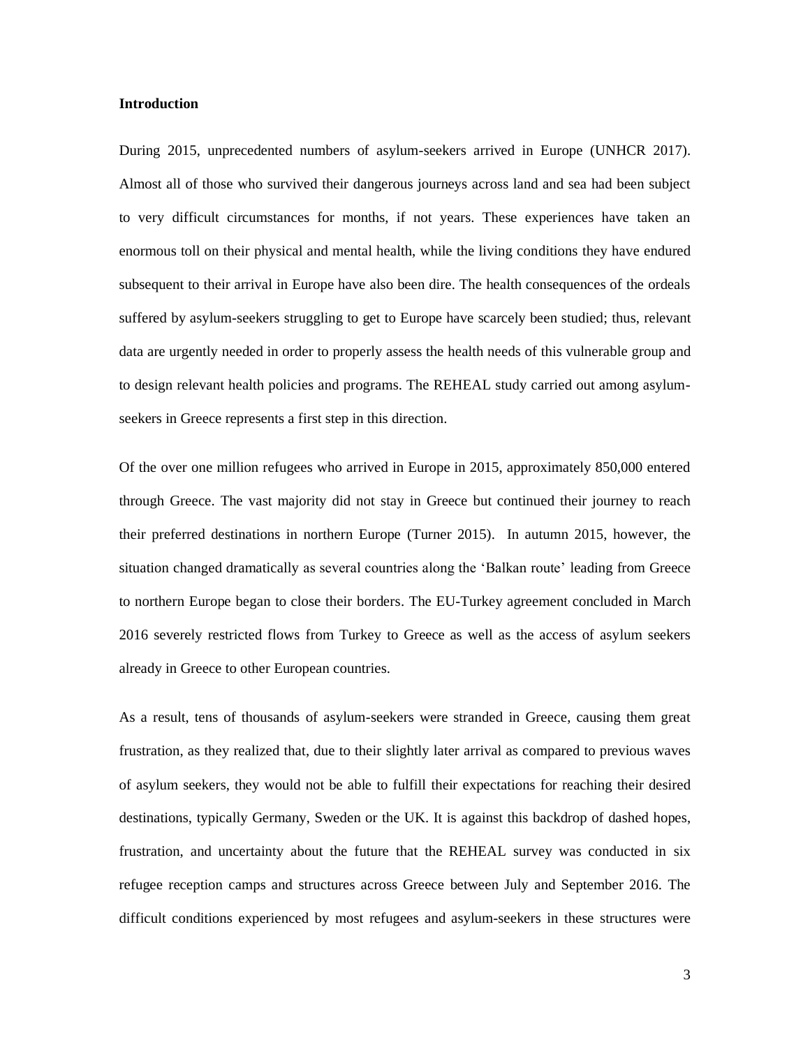**Introduction**

During 2015, unprecedented numbers of asylum-seekers arrived in Europe (UNHCR 2017). Almost all of those who survived their dangerous journeys across land and sea had been subject to very difficult circumstances for months, if not years. These experiences have taken an enormous toll on their physical and mental health, while the living conditions they have endured subsequent to their arrival in Europe have also been dire. The health consequences of the ordeals suffered by asylum-seekers struggling to get to Europe have scarcely been studied; thus, relevant data are urgently needed in order to properly assess the health needs of this vulnerable group and to design relevant health policies and programs. The REHEAL study carried out among asylum-seekers in Greece represents a first step in this direction.

Of the over one million refugees who arrived in Europe in 2015, approximately 850,000 entered through Greece. The vast majority did not stay in Greece but continued their journey to reach their preferred destinations in northern Europe (Turner 2015). In autumn 2015, however, the situation changed dramatically as several countries along the 'Balkan route' leading from Greece to northern Europe began to close their borders. The EU-Turkey agreement concluded in March 2016 severely restricted flows from Turkey to Greece as well as the access of asylum seekers already in Greece to other European countries.

As a result, tens of thousands of asylum-seekers were stranded in Greece, causing them great frustration, as they realized that, due to their slightly later arrival as compared to previous waves of asylum seekers, they would not be able to fulfill their expectations for reaching their desired destinations, typically Germany, Sweden or the UK. It is against this backdrop of dashed hopes, frustration, and uncertainty about the future that the REHEAL survey was conducted in six refugee reception camps and structures across Greece between July and September 2016. The difficult conditions experienced by most refugees and asylum-seekers in these structures were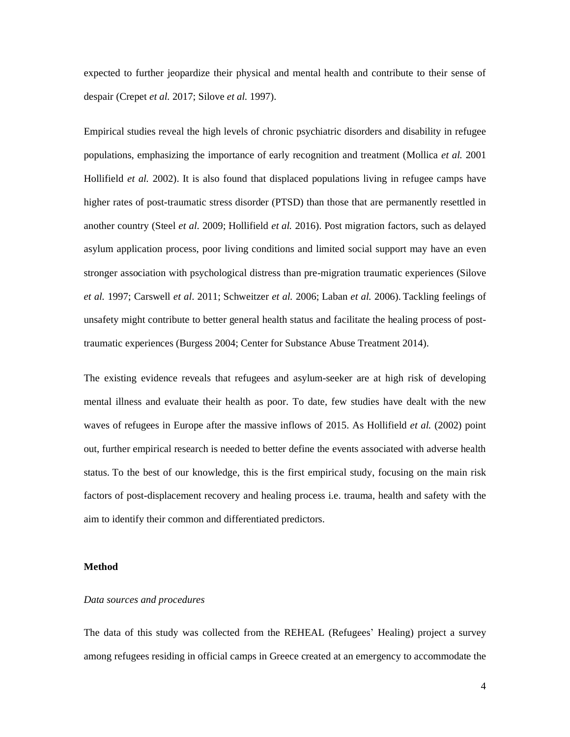expected to further jeopardize their physical and mental health and contribute to their sense of despair (Crepet *et al.* 2017; Silove *et al.* 1997).

Empirical studies reveal the high levels of chronic psychiatric disorders and disability in refugee populations, emphasizing the importance of early recognition and treatment (Mollica *et al.* 2001 Hollifield *et al.* 2002). It is also found that displaced populations living in refugee camps have higher rates of post-traumatic stress disorder (PTSD) than those that are permanently resettled in another country (Steel *et al.* 2009; Hollifield *et al.* 2016). Post migration factors, such as delayed asylum application process, poor living conditions and limited social support may have an even stronger association with psychological distress than pre-migration traumatic experiences (Silove *et al.* 1997; Carswell *et al*. 2011; Schweitzer *et al.* 2006; Laban *et al.* 2006). Tackling feelings of unsafety might contribute to better general health status and facilitate the healing process of post-traumatic experiences (Burgess 2004; Center for Substance Abuse Treatment 2014).

The existing evidence reveals that refugees and asylum-seeker are at high risk of developing mental illness and evaluate their health as poor. To date, few studies have dealt with the new waves of refugees in Europe after the massive inflows of 2015. As Hollifield *et al.* (2002) point out, further empirical research is needed to better define the events associated with adverse health status. To the best of our knowledge, this is the first empirical study, focusing on the main risk factors of post-displacement recovery and healing process i.e. trauma, health and safety with the aim to identify their common and differentiated predictors.

**Method**

*Data sources and procedures*

The data of this study was collected from the REHEAL (Refugees' Healing) project a survey among refugees residing in official camps in Greece created at an emergency to accommodate the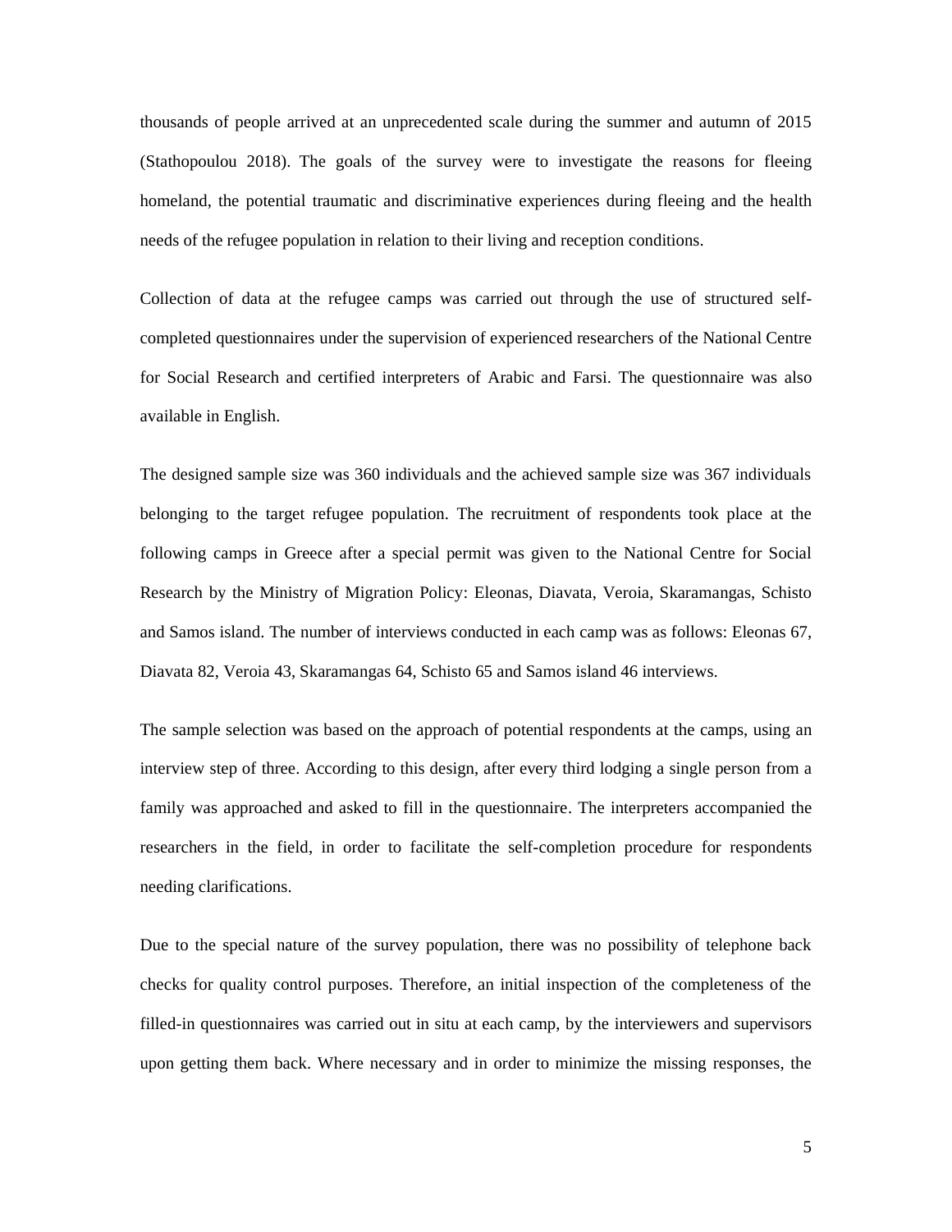thousands of people arrived at an unprecedented scale during the summer and autumn of 2015 (Stathopoulou 2018). The goals of the survey were to investigate the reasons for fleeing homeland, the potential traumatic and discriminative experiences during fleeing and the health needs of the refugee population in relation to their living and reception conditions.

Collection of data at the refugee camps was carried out through the use of structured self-completed questionnaires under the supervision of experienced researchers of the National Centre for Social Research and certified interpreters of Arabic and Farsi. The questionnaire was also available in English.

The designed sample size was 360 individuals and the achieved sample size was 367 individuals belonging to the target refugee population. The recruitment of respondents took place at the following camps in Greece after a special permit was given to the National Centre for Social Research by the Ministry of Migration Policy: Eleonas, Diavata, Veroia, Skaramangas, Schisto and Samos island. The number of interviews conducted in each camp was as follows: Eleonas 67, Diavata 82, Veroia 43, Skaramangas 64, Schisto 65 and Samos island 46 interviews.

The sample selection was based on the approach of potential respondents at the camps, using an interview step of three. According to this design, after every third lodging a single person from a family was approached and asked to fill in the questionnaire. The interpreters accompanied the researchers in the field, in order to facilitate the self-completion procedure for respondents needing clarifications.

Due to the special nature of the survey population, there was no possibility of telephone back checks for quality control purposes. Therefore, an initial inspection of the completeness of the filled-in questionnaires was carried out in situ at each camp, by the interviewers and supervisors upon getting them back. Where necessary and in order to minimize the missing responses, the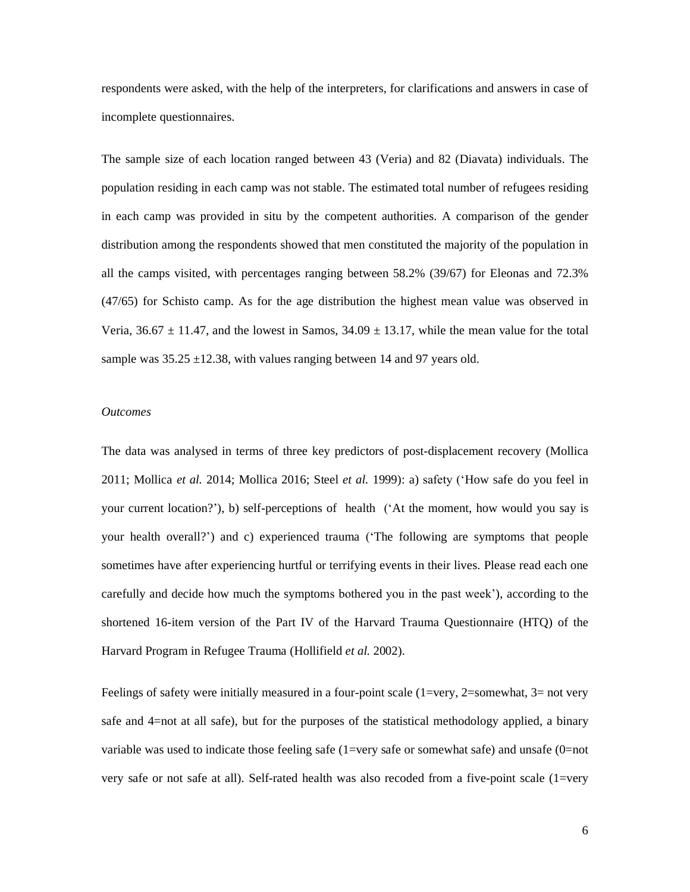respondents were asked, with the help of the interpreters, for clarifications and answers in case of incomplete questionnaires.

The sample size of each location ranged between 43 (Veria) and 82 (Diavata) individuals. The population residing in each camp was not stable. The estimated total number of refugees residing in each camp was provided in situ by the competent authorities. A comparison of the gender distribution among the respondents showed that men constituted the majority of the population in all the camps visited, with percentages ranging between 58.2% (39/67) for Eleonas and 72.3% (47/65) for Schisto camp. As for the age distribution the highest mean value was observed in Veria, $36.67 \pm 11.47$, and the lowest in Samos, $34.09 \pm 13.17$, while the mean value for the total sample was $35.25 \pm 12.38$, with values ranging between 14 and 97 years old.

*Outcomes*

The data was analysed in terms of three key predictors of post-displacement recovery (Mollica 2011; Mollica *et al.* 2014; Mollica 2016; Steel *et al.* 1999): a) safety ('How safe do you feel in your current location?'), b) self-perceptions of health ('At the moment, how would you say is your health overall?') and c) experienced trauma ('The following are symptoms that people sometimes have after experiencing hurtful or terrifying events in their lives. Please read each one carefully and decide how much the symptoms bothered you in the past week'), according to the shortened 16-item version of the Part IV of the Harvard Trauma Questionnaire (HTQ) of the Harvard Program in Refugee Trauma (Hollifield *et al.* 2002).

Feelings of safety were initially measured in a four-point scale (1=very, 2=somewhat, 3= not very safe and 4=not at all safe), but for the purposes of the statistical methodology applied, a binary variable was used to indicate those feeling safe (1=very safe or somewhat safe) and unsafe (0=not very safe or not safe at all). Self-rated health was also recoded from a five-point scale (1=very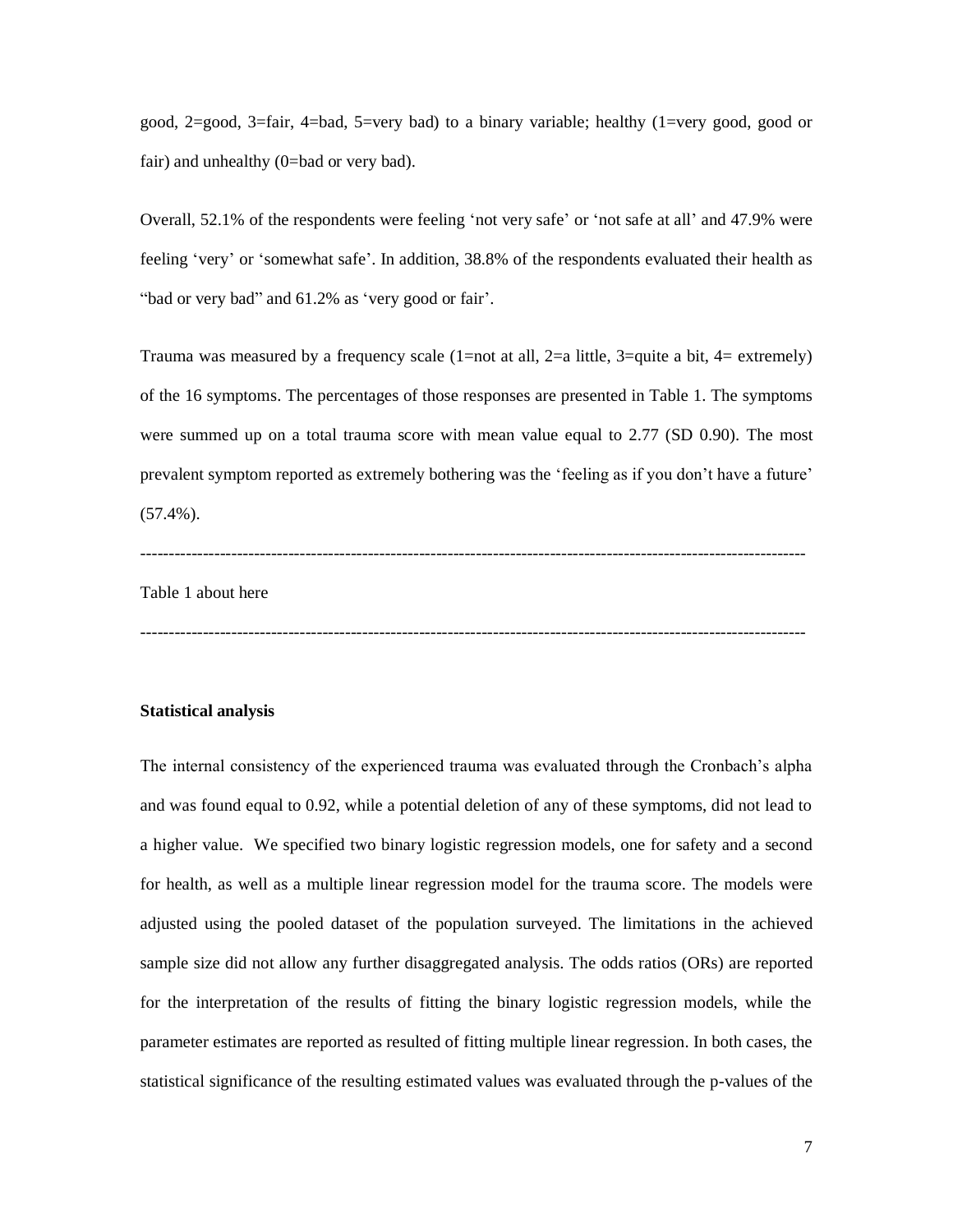good, 2=good, 3=fair, 4=bad, 5=very bad) to a binary variable; healthy (1=very good, good or fair) and unhealthy (0=bad or very bad).

Overall, 52.1% of the respondents were feeling 'not very safe' or 'not safe at all' and 47.9% were feeling 'very' or 'somewhat safe'. In addition, 38.8% of the respondents evaluated their health as "bad or very bad" and 61.2% as 'very good or fair'.

Trauma was measured by a frequency scale (1=not at all, 2=a little, 3=quite a bit, 4= extremely) of the 16 symptoms. The percentages of those responses are presented in Table 1. The symptoms were summed up on a total trauma score with mean value equal to 2.77 (SD 0.90). The most prevalent symptom reported as extremely bothering was the 'feeling as if you don't have a future' (57.4%).

---

Table 1 about here

---

**Statistical analysis**

The internal consistency of the experienced trauma was evaluated through the Cronbach's alpha and was found equal to 0.92, while a potential deletion of any of these symptoms, did not lead to a higher value. We specified two binary logistic regression models, one for safety and a second for health, as well as a multiple linear regression model for the trauma score. The models were adjusted using the pooled dataset of the population surveyed. The limitations in the achieved sample size did not allow any further disaggregated analysis. The odds ratios (ORs) are reported for the interpretation of the results of fitting the binary logistic regression models, while the parameter estimates are reported as resulted of fitting multiple linear regression. In both cases, the statistical significance of the resulting estimated values was evaluated through the p-values of the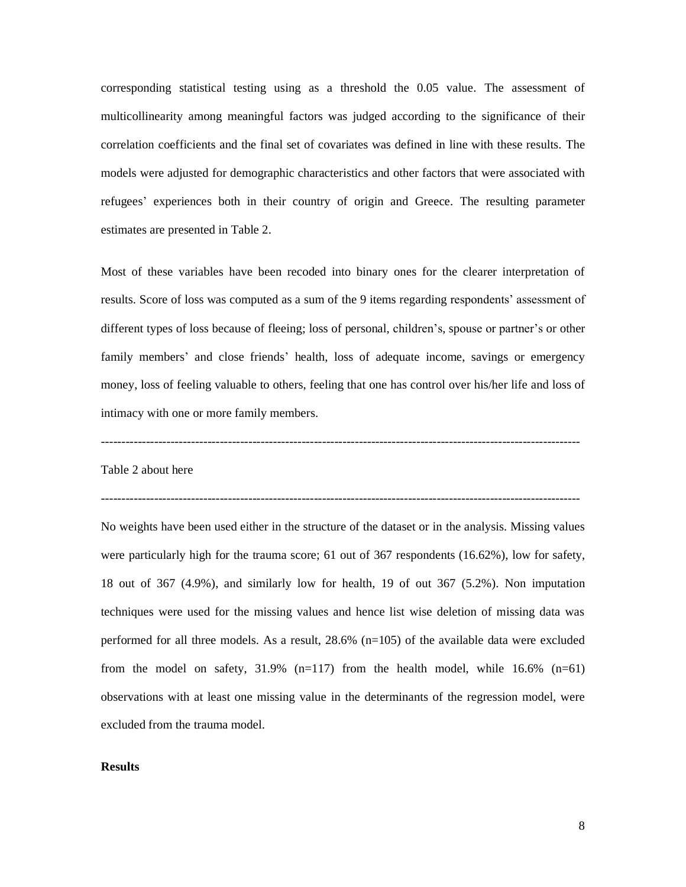corresponding statistical testing using as a threshold the 0.05 value. The assessment of multicollinearity among meaningful factors was judged according to the significance of their correlation coefficients and the final set of covariates was defined in line with these results. The models were adjusted for demographic characteristics and other factors that were associated with refugees' experiences both in their country of origin and Greece. The resulting parameter estimates are presented in Table 2.

Most of these variables have been recoded into binary ones for the clearer interpretation of results. Score of loss was computed as a sum of the 9 items regarding respondents' assessment of different types of loss because of fleeing; loss of personal, children's, spouse or partner's or other family members' and close friends' health, loss of adequate income, savings or emergency money, loss of feeling valuable to others, feeling that one has control over his/her life and loss of intimacy with one or more family members.

-----------------------------------------------------------------------------------------------------------------

Table 2 about here

-----------------------------------------------------------------------------------------------------------------

No weights have been used either in the structure of the dataset or in the analysis. Missing values were particularly high for the trauma score; 61 out of 367 respondents (16.62%), low for safety, 18 out of 367 (4.9%), and similarly low for health, 19 of out 367 (5.2%). Non imputation techniques were used for the missing values and hence list wise deletion of missing data was performed for all three models. As a result, 28.6% (n=105) of the available data were excluded from the model on safety, 31.9% (n=117) from the health model, while 16.6% (n=61) observations with at least one missing value in the determinants of the regression model, were excluded from the trauma model.

**Results**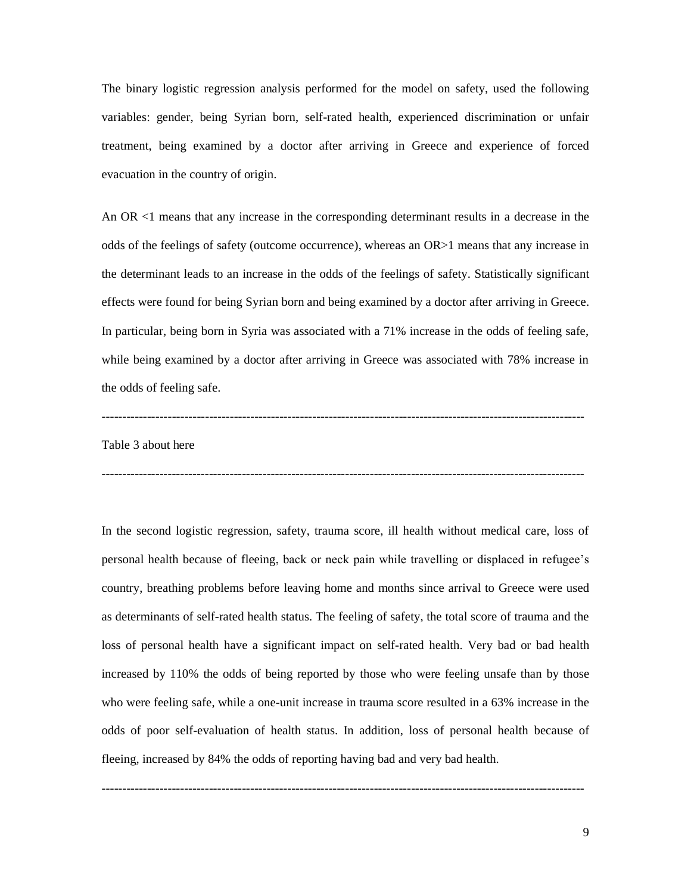The binary logistic regression analysis performed for the model on safety, used the following variables: gender, being Syrian born, self-rated health, experienced discrimination or unfair treatment, being examined by a doctor after arriving in Greece and experience of forced evacuation in the country of origin.

An OR <1 means that any increase in the corresponding determinant results in a decrease in the odds of the feelings of safety (outcome occurrence), whereas an OR>1 means that any increase in the determinant leads to an increase in the odds of the feelings of safety. Statistically significant effects were found for being Syrian born and being examined by a doctor after arriving in Greece. In particular, being born in Syria was associated with a 71% increase in the odds of feeling safe, while being examined by a doctor after arriving in Greece was associated with 78% increase in the odds of feeling safe.

---

Table 3 about here

---

In the second logistic regression, safety, trauma score, ill health without medical care, loss of personal health because of fleeing, back or neck pain while travelling or displaced in refugee's country, breathing problems before leaving home and months since arrival to Greece were used as determinants of self-rated health status. The feeling of safety, the total score of trauma and the loss of personal health have a significant impact on self-rated health. Very bad or bad health increased by 110% the odds of being reported by those who were feeling unsafe than by those who were feeling safe, while a one-unit increase in trauma score resulted in a 63% increase in the odds of poor self-evaluation of health status. In addition, loss of personal health because of fleeing, increased by 84% the odds of reporting having bad and very bad health.

---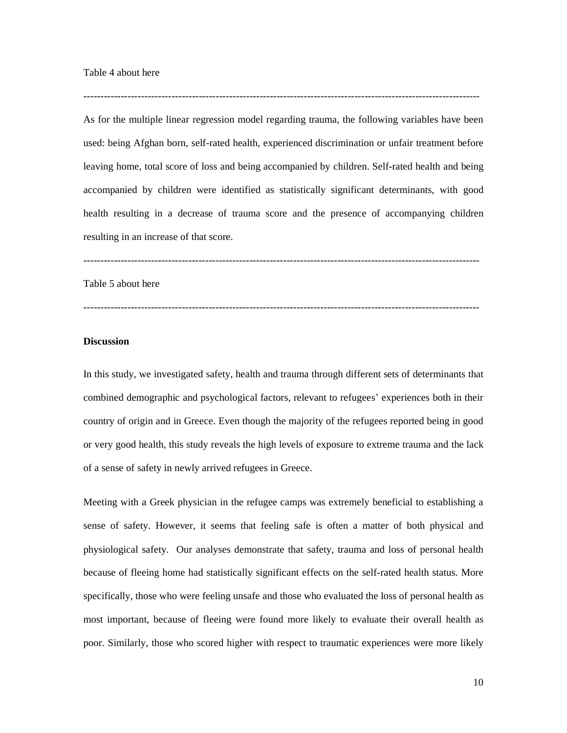Table 4 about here

---

As for the multiple linear regression model regarding trauma, the following variables have been used: being Afghan born, self-rated health, experienced discrimination or unfair treatment before leaving home, total score of loss and being accompanied by children. Self-rated health and being accompanied by children were identified as statistically significant determinants, with good health resulting in a decrease of trauma score and the presence of accompanying children resulting in an increase of that score.

---

Table 5 about here

---

**Discussion**

In this study, we investigated safety, health and trauma through different sets of determinants that combined demographic and psychological factors, relevant to refugees' experiences both in their country of origin and in Greece. Even though the majority of the refugees reported being in good or very good health, this study reveals the high levels of exposure to extreme trauma and the lack of a sense of safety in newly arrived refugees in Greece.

Meeting with a Greek physician in the refugee camps was extremely beneficial to establishing a sense of safety. However, it seems that feeling safe is often a matter of both physical and physiological safety. Our analyses demonstrate that safety, trauma and loss of personal health because of fleeing home had statistically significant effects on the self-rated health status. More specifically, those who were feeling unsafe and those who evaluated the loss of personal health as most important, because of fleeing were found more likely to evaluate their overall health as poor. Similarly, those who scored higher with respect to traumatic experiences were more likely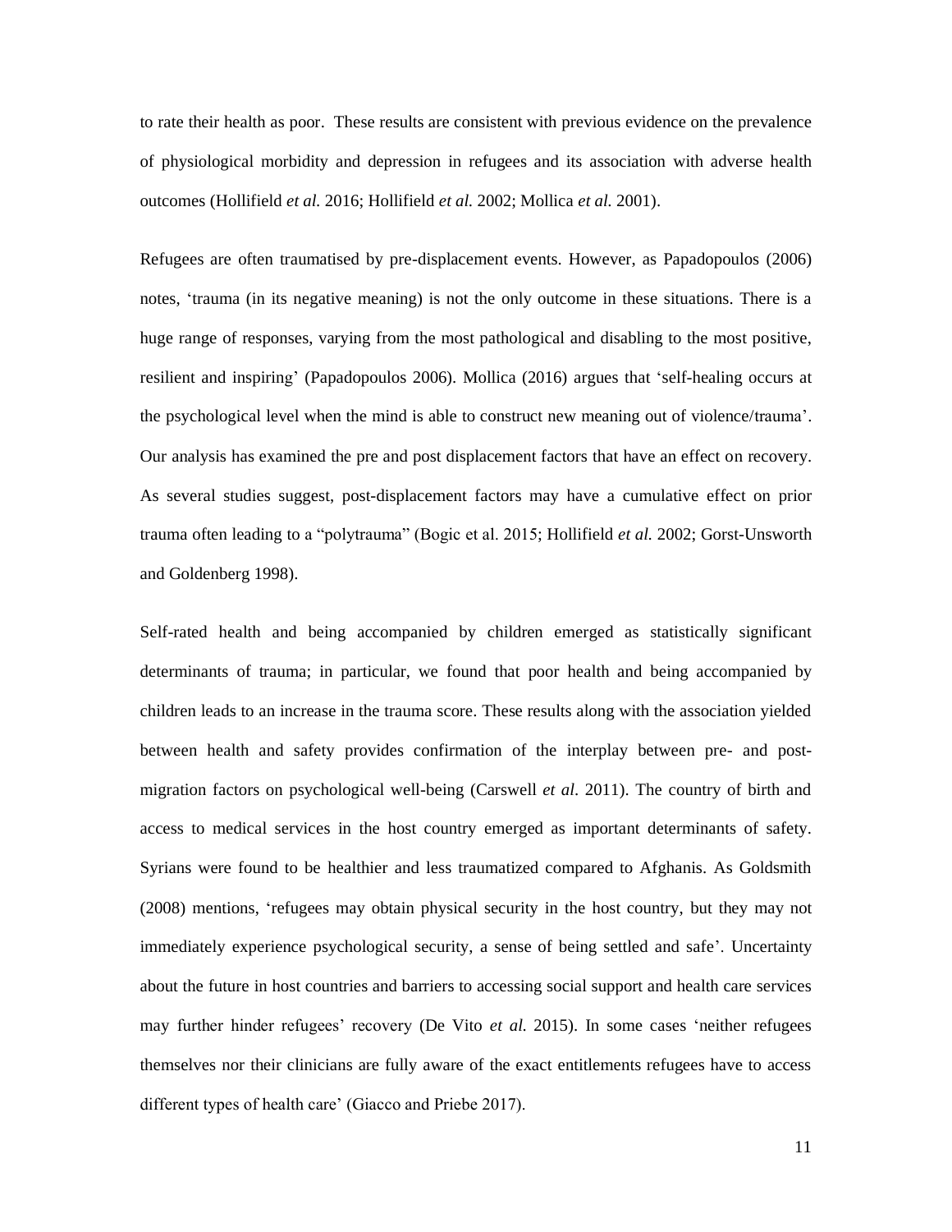to rate their health as poor. These results are consistent with previous evidence on the prevalence of physiological morbidity and depression in refugees and its association with adverse health outcomes (Hollifield *et al.* 2016; Hollifield *et al.* 2002; Mollica *et al.* 2001).

Refugees are often traumatised by pre-displacement events. However, as Papadopoulos (2006) notes, 'trauma (in its negative meaning) is not the only outcome in these situations. There is a huge range of responses, varying from the most pathological and disabling to the most positive, resilient and inspiring' (Papadopoulos 2006). Mollica (2016) argues that 'self-healing occurs at the psychological level when the mind is able to construct new meaning out of violence/trauma'. Our analysis has examined the pre and post displacement factors that have an effect on recovery. As several studies suggest, post-displacement factors may have a cumulative effect on prior trauma often leading to a "polytrauma" (Bogic et al. 2015; Hollifield *et al.* 2002; Gorst-Unsworth and Goldenberg 1998).

Self-rated health and being accompanied by children emerged as statistically significant determinants of trauma; in particular, we found that poor health and being accompanied by children leads to an increase in the trauma score. These results along with the association yielded between health and safety provides confirmation of the interplay between pre- and post-migration factors on psychological well-being (Carswell *et al*. 2011). The country of birth and access to medical services in the host country emerged as important determinants of safety. Syrians were found to be healthier and less traumatized compared to Afghanis. As Goldsmith (2008) mentions, 'refugees may obtain physical security in the host country, but they may not immediately experience psychological security, a sense of being settled and safe'. Uncertainty about the future in host countries and barriers to accessing social support and health care services may further hinder refugees' recovery (De Vito *et al.* 2015). In some cases 'neither refugees themselves nor their clinicians are fully aware of the exact entitlements refugees have to access different types of health care' (Giacco and Priebe 2017).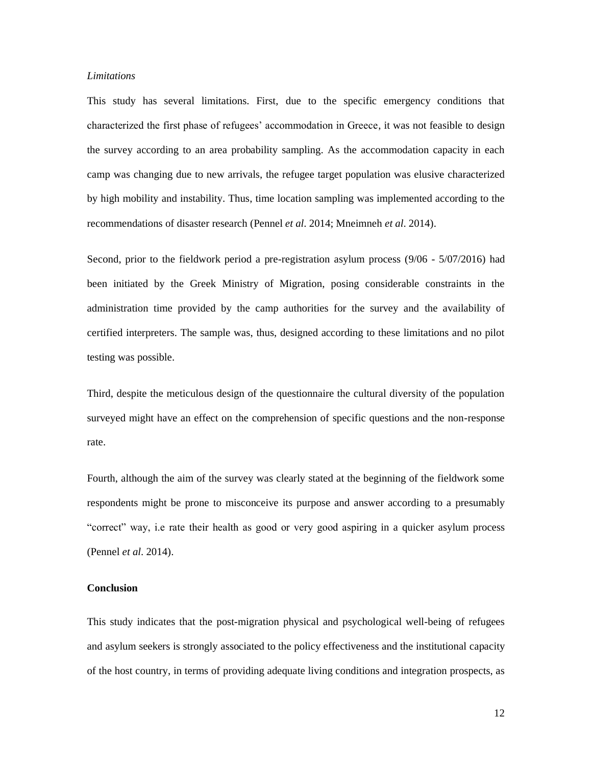*Limitations*

This study has several limitations. First, due to the specific emergency conditions that characterized the first phase of refugees' accommodation in Greece, it was not feasible to design the survey according to an area probability sampling. As the accommodation capacity in each camp was changing due to new arrivals, the refugee target population was elusive characterized by high mobility and instability. Thus, time location sampling was implemented according to the recommendations of disaster research (Pennel *et al*. 2014; Mneimneh *et al*. 2014).

Second, prior to the fieldwork period a pre-registration asylum process (9/06 - 5/07/2016) had been initiated by the Greek Ministry of Migration, posing considerable constraints in the administration time provided by the camp authorities for the survey and the availability of certified interpreters. The sample was, thus, designed according to these limitations and no pilot testing was possible.

Third, despite the meticulous design of the questionnaire the cultural diversity of the population surveyed might have an effect on the comprehension of specific questions and the non-response rate.

Fourth, although the aim of the survey was clearly stated at the beginning of the fieldwork some respondents might be prone to misconceive its purpose and answer according to a presumably "correct" way, i.e rate their health as good or very good aspiring in a quicker asylum process (Pennel *et al*. 2014).

**Conclusion**

This study indicates that the post-migration physical and psychological well-being of refugees and asylum seekers is strongly associated to the policy effectiveness and the institutional capacity of the host country, in terms of providing adequate living conditions and integration prospects, as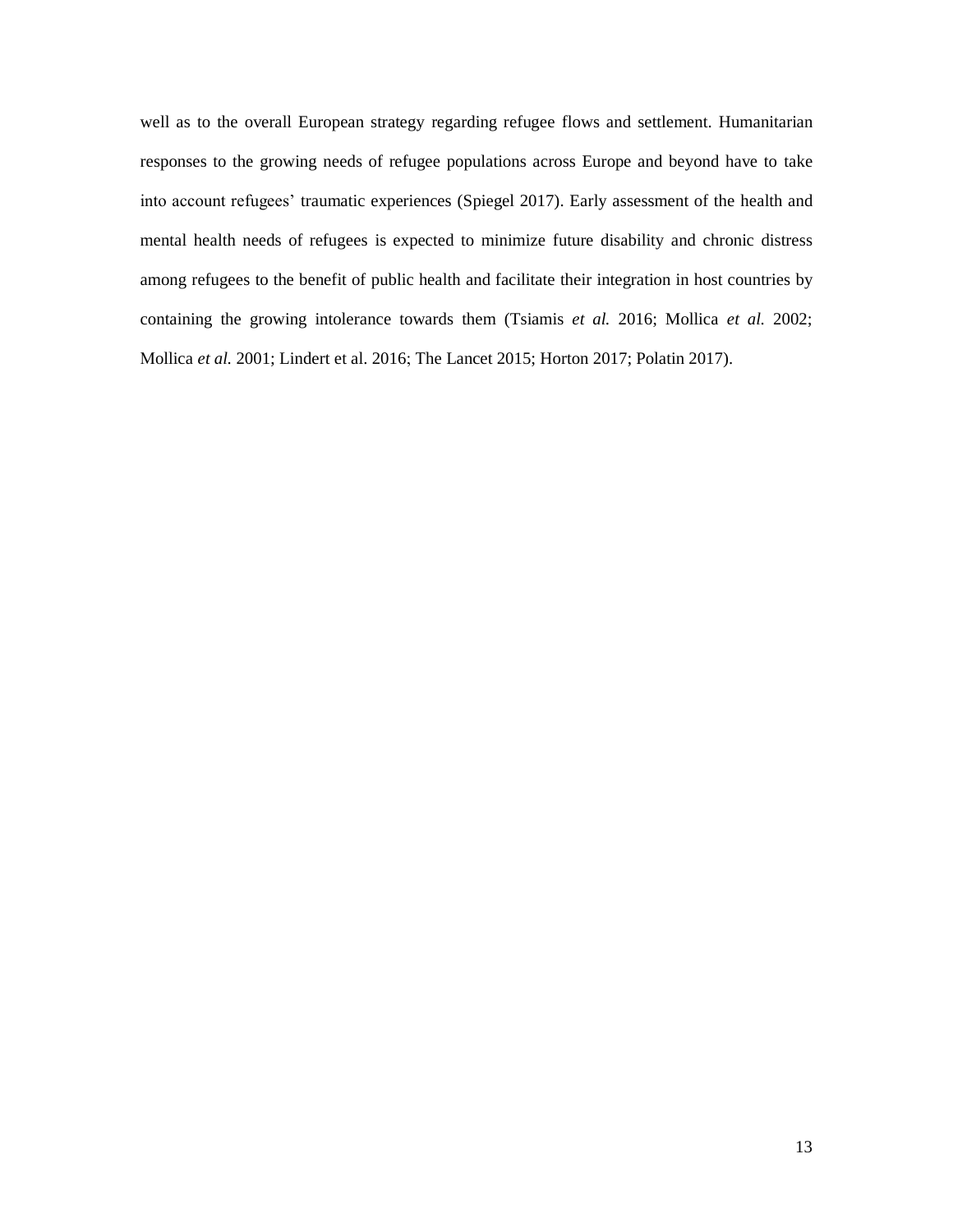well as to the overall European strategy regarding refugee flows and settlement. Humanitarian responses to the growing needs of refugee populations across Europe and beyond have to take into account refugees' traumatic experiences (Spiegel 2017). Early assessment of the health and mental health needs of refugees is expected to minimize future disability and chronic distress among refugees to the benefit of public health and facilitate their integration in host countries by containing the growing intolerance towards them (Tsiamis *et al.* 2016; Mollica *et al.* 2002; Mollica *et al.* 2001; Lindert et al. 2016; The Lancet 2015; Horton 2017; Polatin 2017).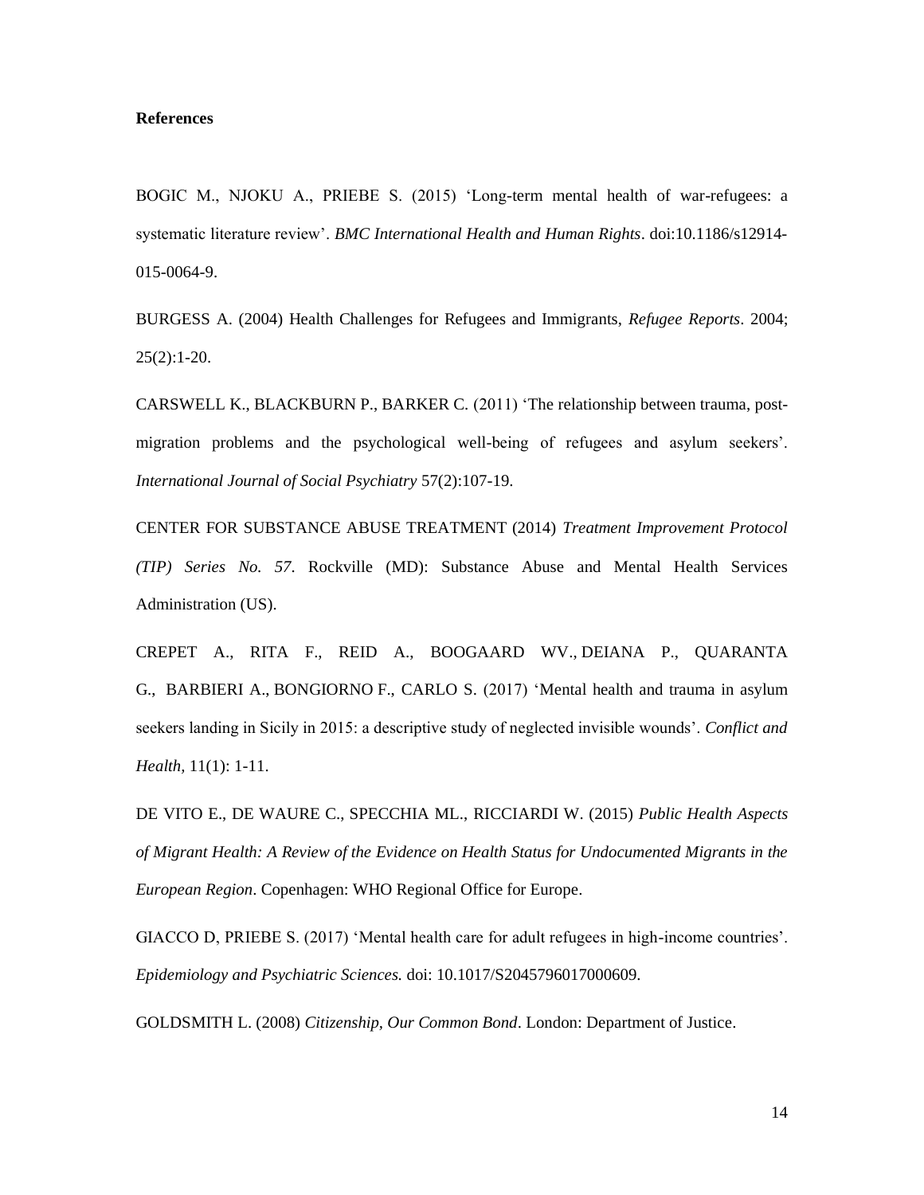**References**

BOGIC M., NJOKU A., PRIEBE S. (2015) 'Long-term mental health of war-refugees: a systematic literature review'. *BMC International Health and Human Rights*. doi:10.1186/s12914-015-0064-9.

BURGESS A. (2004) Health Challenges for Refugees and Immigrants, *Refugee Reports*. 2004; 25(2):1-20.

CARSWELL K., BLACKBURN P., BARKER C. (2011) 'The relationship between trauma, post-migration problems and the psychological well-being of refugees and asylum seekers'. *International Journal of Social Psychiatry* 57(2):107-19.

CENTER FOR SUBSTANCE ABUSE TREATMENT (2014) *Treatment Improvement Protocol (TIP) Series No. 57*. Rockville (MD): Substance Abuse and Mental Health Services Administration (US).

CREPET A., RITA F., REID A., BOOGAARD WV., DEIANA P., QUARANTA G., BARBIERI A., BONGIORNO F., CARLO S. (2017) 'Mental health and trauma in asylum seekers landing in Sicily in 2015: a descriptive study of neglected invisible wounds'. *Conflict and Health*, 11(1): 1-11.

DE VITO E., DE WAURE C., SPECCHIA ML., RICCIARDI W. (2015) *Public Health Aspects of Migrant Health: A Review of the Evidence on Health Status for Undocumented Migrants in the European Region*. Copenhagen: WHO Regional Office for Europe.

GIACCO D, PRIEBE S. (2017) 'Mental health care for adult refugees in high-income countries'. *Epidemiology and Psychiatric Sciences.* doi: 10.1017/S2045796017000609.

GOLDSMITH L. (2008) *Citizenship, Our Common Bond*. London: Department of Justice.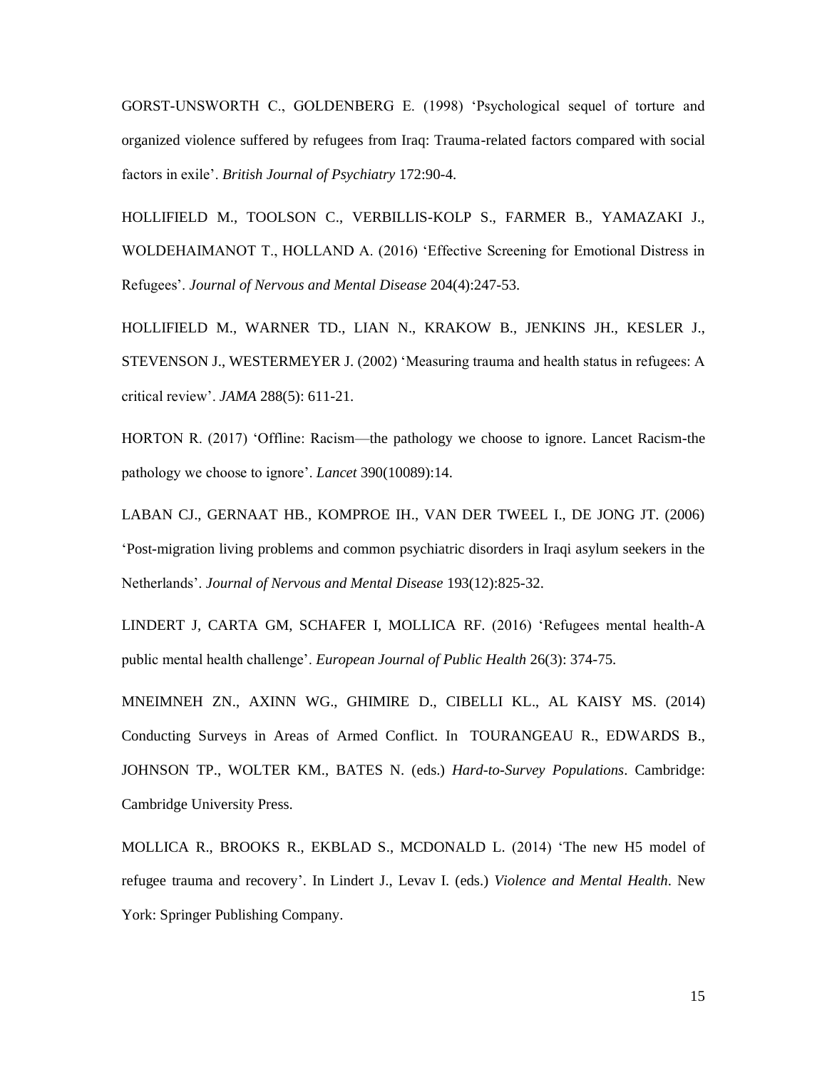GORST-UNSWORTH C., GOLDENBERG E. (1998) 'Psychological sequel of torture and organized violence suffered by refugees from Iraq: Trauma-related factors compared with social factors in exile'. *British Journal of Psychiatry* 172:90-4.

HOLLIFIELD M., TOOLSON C., VERBILLIS-KOLP S., FARMER B., YAMAZAKI J., WOLDEHAIMANOT T., HOLLAND A. (2016) 'Effective Screening for Emotional Distress in Refugees'. *Journal of Nervous and Mental Disease* 204(4):247-53.

HOLLIFIELD M., WARNER TD., LIAN N., KRAKOW B., JENKINS JH., KESLER J., STEVENSON J., WESTERMEYER J. (2002) 'Measuring trauma and health status in refugees: A critical review'. *JAMA* 288(5): 611-21.

HORTON R. (2017) 'Offline: Racism—the pathology we choose to ignore. Lancet Racism-the pathology we choose to ignore'. *Lancet* 390(10089):14.

LABAN CJ., GERNAAT HB., KOMPROE IH., VAN DER TWEEL I., DE JONG JT. (2006) 'Post-migration living problems and common psychiatric disorders in Iraqi asylum seekers in the Netherlands'. *Journal of Nervous and Mental Disease* 193(12):825-32.

LINDERT J, CARTA GM, SCHAFER I, MOLLICA RF. (2016) 'Refugees mental health-A public mental health challenge'. *European Journal of Public Health* 26(3): 374-75.

MNEIMNEH ZN., AXINN WG., GHIMIRE D., CIBELLI KL., AL KAISY MS. (2014) Conducting Surveys in Areas of Armed Conflict. In TOURANGEAU R., EDWARDS B., JOHNSON TP., WOLTER KM., BATES N. (eds.) *Hard-to-Survey Populations*. Cambridge: Cambridge University Press.

MOLLICA R., BROOKS R., EKBLAD S., MCDONALD L. (2014) 'The new H5 model of refugee trauma and recovery'. In Lindert J., Levav I. (eds.) *Violence and Mental Health*. New York: Springer Publishing Company.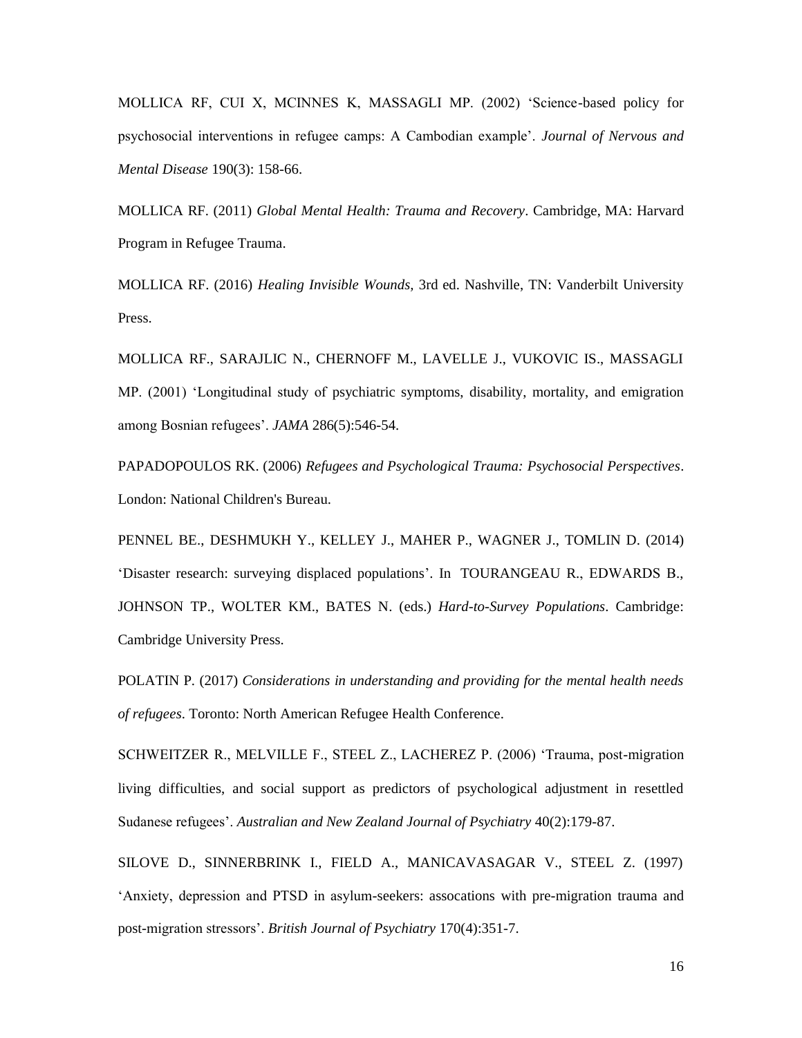MOLLICA RF, CUI X, MCINNES K, MASSAGLI MP. (2002) 'Science-based policy for psychosocial interventions in refugee camps: A Cambodian example'. *Journal of Nervous and Mental Disease* 190(3): 158-66.

MOLLICA RF. (2011) *Global Mental Health: Trauma and Recovery*. Cambridge, MA: Harvard Program in Refugee Trauma.

MOLLICA RF. (2016) *Healing Invisible Wounds,* 3rd ed. Nashville, TN: Vanderbilt University Press.

MOLLICA RF., SARAJLIC N., CHERNOFF M., LAVELLE J., VUKOVIC IS., MASSAGLI MP. (2001) 'Longitudinal study of psychiatric symptoms, disability, mortality, and emigration among Bosnian refugees'. *JAMA* 286(5):546-54.

PAPADOPOULOS RK. (2006) *Refugees and Psychological Trauma: Psychosocial Perspectives*. London: National Children's Bureau.

PENNEL BE., DESHMUKH Y., KELLEY J., MAHER P., WAGNER J., TOMLIN D. (2014) 'Disaster research: surveying displaced populations'. In TOURANGEAU R., EDWARDS B., JOHNSON TP., WOLTER KM., BATES N. (eds.) *Hard-to-Survey Populations*. Cambridge: Cambridge University Press.

POLATIN P. (2017) *Considerations in understanding and providing for the mental health needs of refugees*. Toronto: North American Refugee Health Conference.

SCHWEITZER R., MELVILLE F., STEEL Z., LACHEREZ P. (2006) 'Trauma, post-migration living difficulties, and social support as predictors of psychological adjustment in resettled Sudanese refugees'. *Australian and New Zealand Journal of Psychiatry* 40(2):179-87.

SILOVE D., SINNERBRINK I., FIELD A., MANICAVASAGAR V., STEEL Z. (1997) 'Anxiety, depression and PTSD in asylum-seekers: assocations with pre-migration trauma and post-migration stressors'. *British Journal of Psychiatry* 170(4):351-7.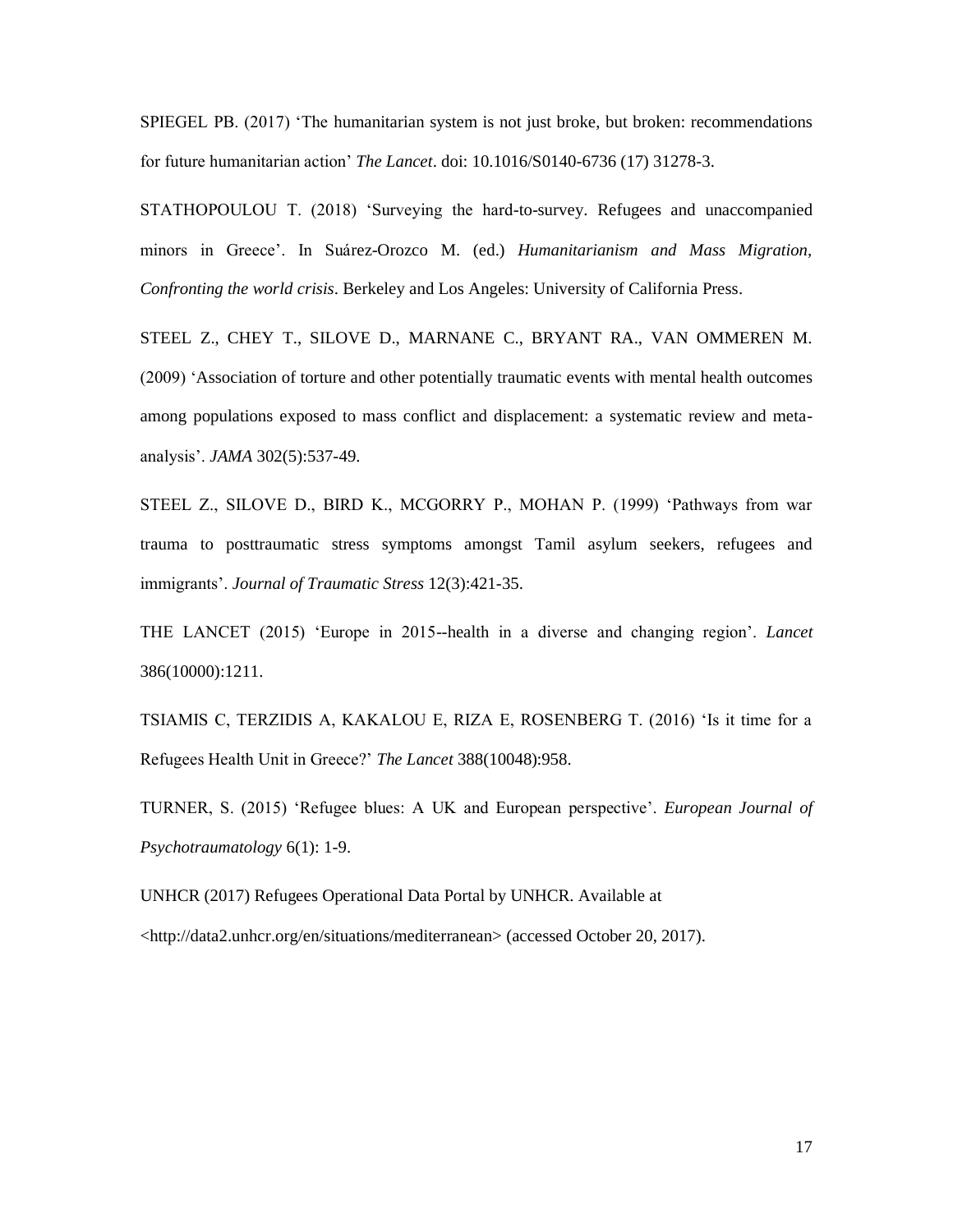SPIEGEL PB. (2017) 'The humanitarian system is not just broke, but broken: recommendations for future humanitarian action' *The Lancet*. doi: 10.1016/S0140-6736 (17) 31278-3.

STATHOPOULOU T. (2018) 'Surveying the hard-to-survey. Refugees and unaccompanied minors in Greece'. In Suárez-Orozco M. (ed.) *Humanitarianism and Mass Migration, Confronting the world crisis*. Berkeley and Los Angeles: University of California Press.

STEEL Z., CHEY T., SILOVE D., MARNANE C., BRYANT RA., VAN OMMEREN M. (2009) 'Association of torture and other potentially traumatic events with mental health outcomes among populations exposed to mass conflict and displacement: a systematic review and meta-analysis'. *JAMA* 302(5):537-49.

STEEL Z., SILOVE D., BIRD K., MCGORRY P., MOHAN P. (1999) 'Pathways from war trauma to posttraumatic stress symptoms amongst Tamil asylum seekers, refugees and immigrants'. *Journal of Traumatic Stress* 12(3):421-35.

THE LANCET (2015) 'Europe in 2015--health in a diverse and changing region'. *Lancet* 386(10000):1211.

TSIAMIS C, TERZIDIS A, KAKALOU E, RIZA E, ROSENBERG T. (2016) 'Is it time for a Refugees Health Unit in Greece?' *The Lancet* 388(10048):958.

TURNER, S. (2015) 'Refugee blues: A UK and European perspective'. *European Journal of Psychotraumatology* 6(1): 1-9.

UNHCR (2017) Refugees Operational Data Portal by UNHCR. Available at <http://data2.unhcr.org/en/situations/mediterranean> (accessed October 20, 2017).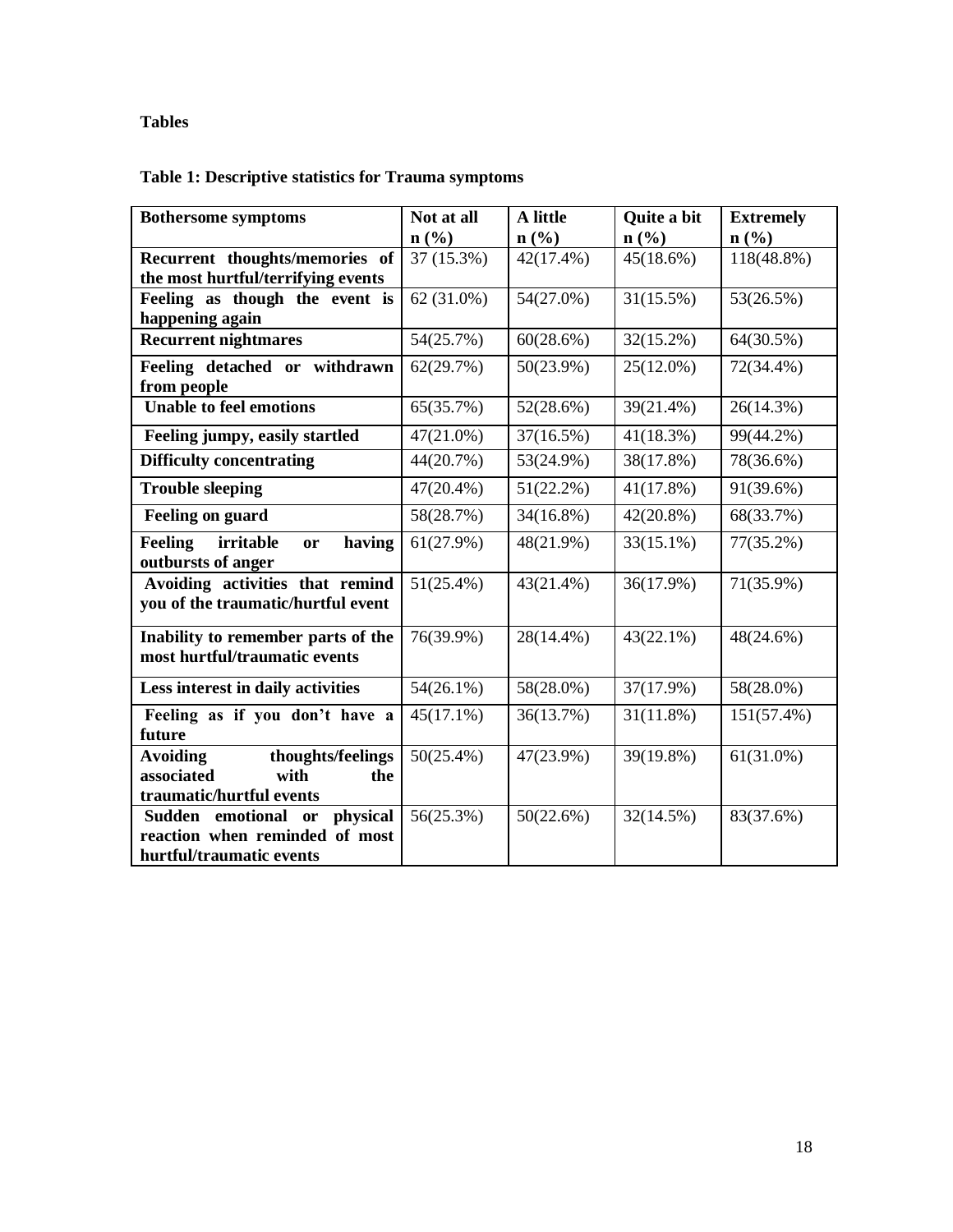**Tables**

**Table 1: Descriptive statistics for Trauma symptoms**

| Bothersome symptoms | Not at all n (%) | A little n (%) | Quite a bit n (%) | Extremely n (%) |
|---|---|---|---|---|
| Recurrent thoughts/memories of the most hurtful/terrifying events | 37 (15.3%) | 42(17.4%) | 45(18.6%) | 118(48.8%) |
| Feeling as though the event is happening again | 62 (31.0%) | 54(27.0%) | 31(15.5%) | 53(26.5%) |
| Recurrent nightmares | 54(25.7%) | 60(28.6%) | 32(15.2%) | 64(30.5%) |
| Feeling detached or withdrawn from people | 62(29.7%) | 50(23.9%) | 25(12.0%) | 72(34.4%) |
| Unable to feel emotions | 65(35.7%) | 52(28.6%) | 39(21.4%) | 26(14.3%) |
| Feeling jumpy, easily startled | 47(21.0%) | 37(16.5%) | 41(18.3%) | 99(44.2%) |
| Difficulty concentrating | 44(20.7%) | 53(24.9%) | 38(17.8%) | 78(36.6%) |
| Trouble sleeping | 47(20.4%) | 51(22.2%) | 41(17.8%) | 91(39.6%) |
| Feeling on guard | 58(28.7%) | 34(16.8%) | 42(20.8%) | 68(33.7%) |
| Feeling irritable or having outbursts of anger | 61(27.9%) | 48(21.9%) | 33(15.1%) | 77(35.2%) |
| Avoiding activities that remind you of the traumatic/hurtful event | 51(25.4%) | 43(21.4%) | 36(17.9%) | 71(35.9%) |
| Inability to remember parts of the most hurtful/traumatic events | 76(39.9%) | 28(14.4%) | 43(22.1%) | 48(24.6%) |
| Less interest in daily activities | 54(26.1%) | 58(28.0%) | 37(17.9%) | 58(28.0%) |
| Feeling as if you don't have a future | 45(17.1%) | 36(13.7%) | 31(11.8%) | 151(57.4%) |
| Avoiding thoughts/feelings associated with the traumatic/hurtful events | 50(25.4%) | 47(23.9%) | 39(19.8%) | 61(31.0%) |
| Sudden emotional or physical reaction when reminded of most hurtful/traumatic events | 56(25.3%) | 50(22.6%) | 32(14.5%) | 83(37.6%) |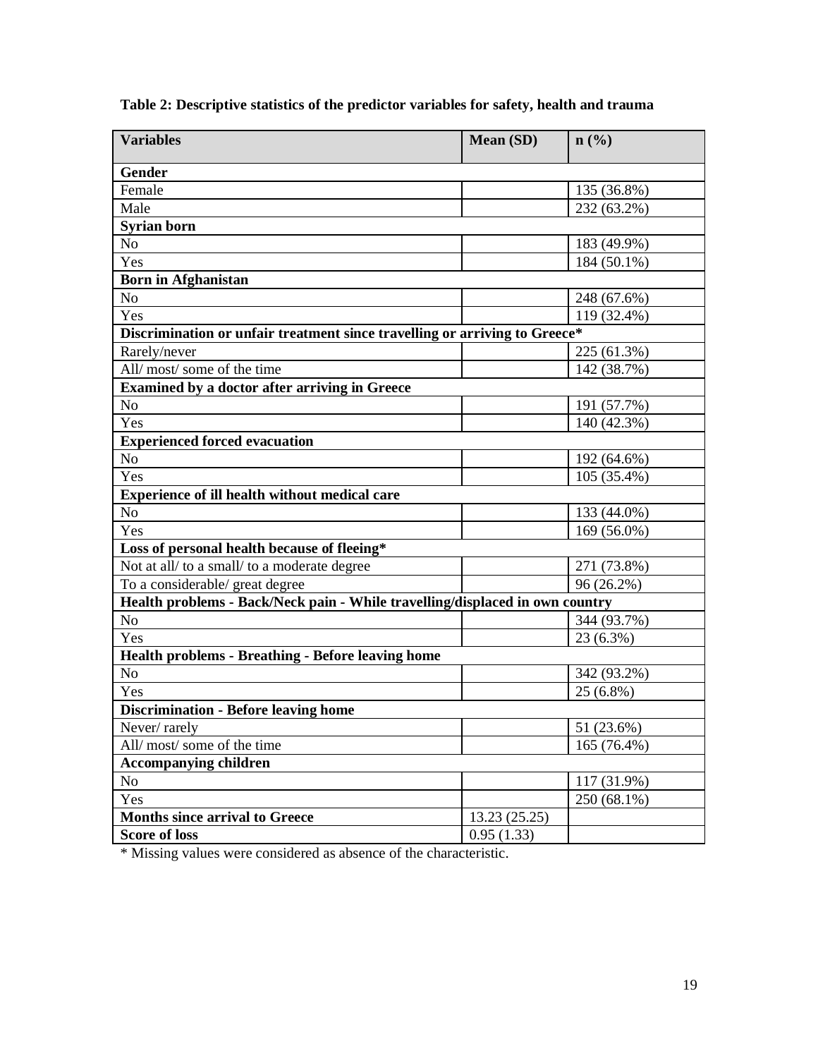**Table 2: Descriptive statistics of the predictor variables for safety, health and trauma**

| Variables | Mean (SD) | n (%) |
|---|---|---|
| **Gender** | | |
| Female | | 135 (36.8%) |
| Male | | 232 (63.2%) |
| **Syrian born** | | |
| No | | 183 (49.9%) |
| Yes | | 184 (50.1%) |
| **Born in Afghanistan** | | |
| No | | 248 (67.6%) |
| Yes | | 119 (32.4%) |
| **Discrimination or unfair treatment since travelling or arriving to Greece*** | | |
| Rarely/never | | 225 (61.3%) |
| All/ most/ some of the time | | 142 (38.7%) |
| **Examined by a doctor after arriving in Greece** | | |
| No | | 191 (57.7%) |
| Yes | | 140 (42.3%) |
| **Experienced forced evacuation** | | |
| No | | 192 (64.6%) |
| Yes | | 105 (35.4%) |
| **Experience of ill health without medical care** | | |
| No | | 133 (44.0%) |
| Yes | | 169 (56.0%) |
| **Loss of personal health because of fleeing*** | | |
| Not at all/ to a small/ to a moderate degree | | 271 (73.8%) |
| To a considerable/ great degree | | 96 (26.2%) |
| **Health problems - Back/Neck pain - While travelling/displaced in own country** | | |
| No | | 344 (93.7%) |
| Yes | | 23 (6.3%) |
| **Health problems - Breathing - Before leaving home** | | |
| No | | 342 (93.2%) |
| Yes | | 25 (6.8%) |
| **Discrimination - Before leaving home** | | |
| Never/ rarely | | 51 (23.6%) |
| All/ most/ some of the time | | 165 (76.4%) |
| **Accompanying children** | | |
| No | | 117 (31.9%) |
| Yes | | 250 (68.1%) |
| **Months since arrival to Greece** | 13.23 (25.25) | |
| **Score of loss** | 0.95 (1.33) | |

* Missing values were considered as absence of the characteristic.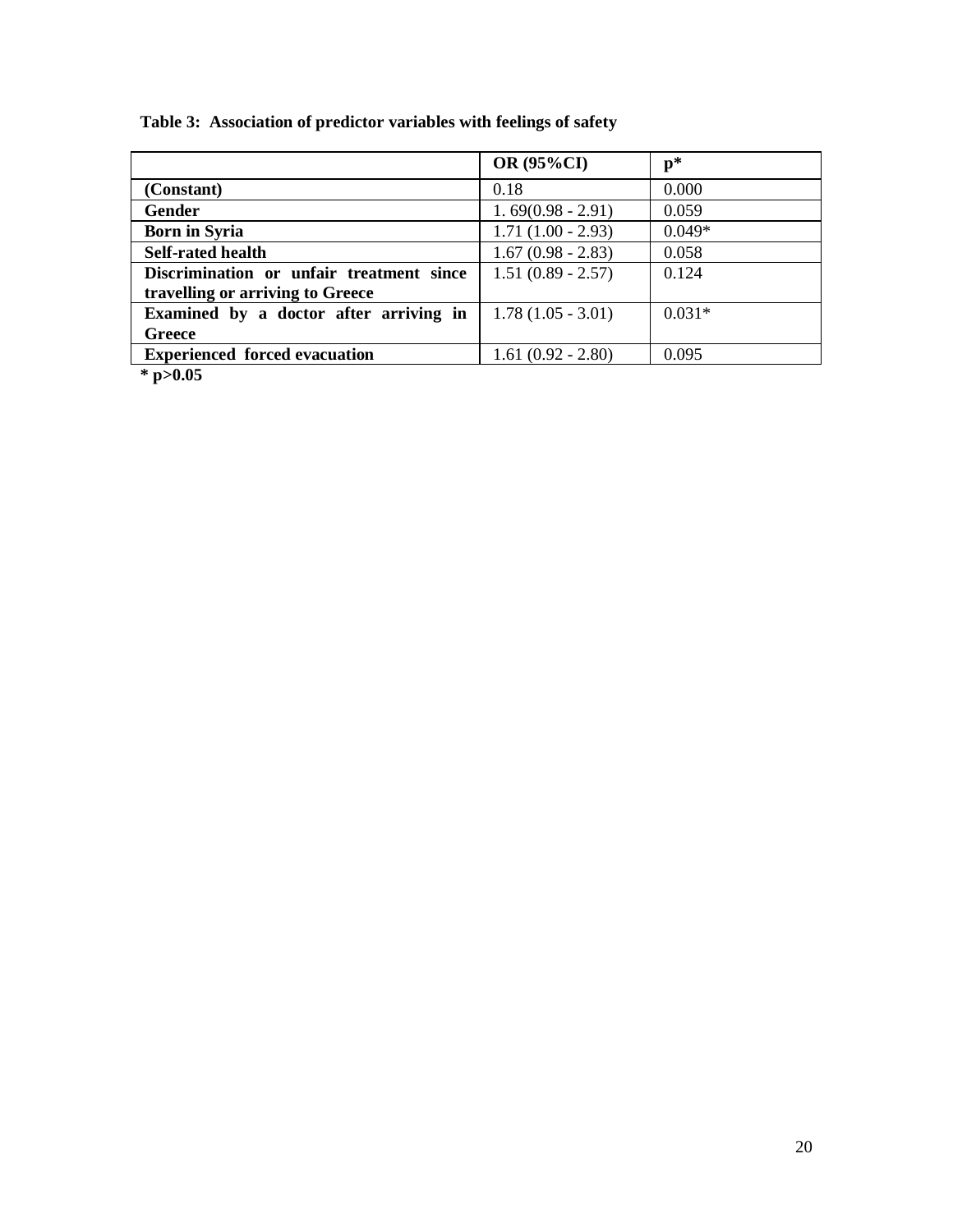**Table 3: Association of predictor variables with feelings of safety**

| | OR (95%CI) | p* |
|---|---|---|
| **(Constant)** | 0.18 | 0.000 |
| **Gender** | 1. 69(0.98 - 2.91) | 0.059 |
| **Born in Syria** | 1.71 (1.00 - 2.93) | 0.049* |
| **Self-rated health** | 1.67 (0.98 - 2.83) | 0.058 |
| **Discrimination or unfair treatment since travelling or arriving to Greece** | 1.51 (0.89 - 2.57) | 0.124 |
| **Examined by a doctor after arriving in Greece** | 1.78 (1.05 - 3.01) | 0.031* |
| **Experienced forced evacuation** | 1.61 (0.92 - 2.80) | 0.095 |

**\* p>0.05**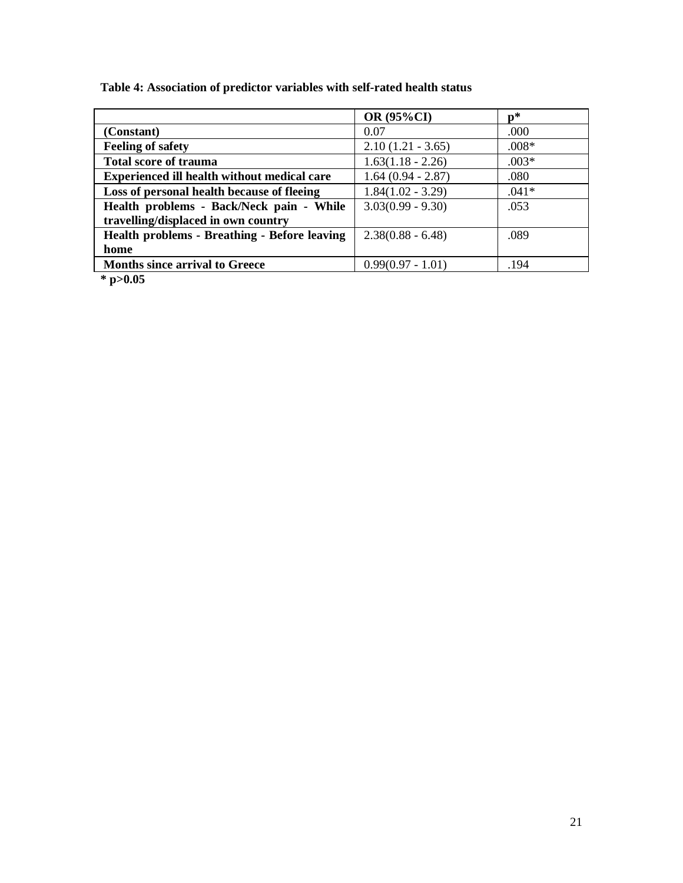**Table 4: Association of predictor variables with self-rated health status**

| | OR (95%CI) | p* |
|---|---|---|
| **(Constant)** | 0.07 | .000 |
| **Feeling of safety** | 2.10 (1.21 - 3.65) | .008* |
| **Total score of trauma** | 1.63(1.18 - 2.26) | .003* |
| **Experienced ill health without medical care** | 1.64 (0.94 - 2.87) | .080 |
| **Loss of personal health because of fleeing** | 1.84(1.02 - 3.29) | .041* |
| **Health problems - Back/Neck pain - While travelling/displaced in own country** | 3.03(0.99 - 9.30) | .053 |
| **Health problems - Breathing - Before leaving home** | 2.38(0.88 - 6.48) | .089 |
| **Months since arrival to Greece** | 0.99(0.97 - 1.01) | .194 |

**\* p>0.05**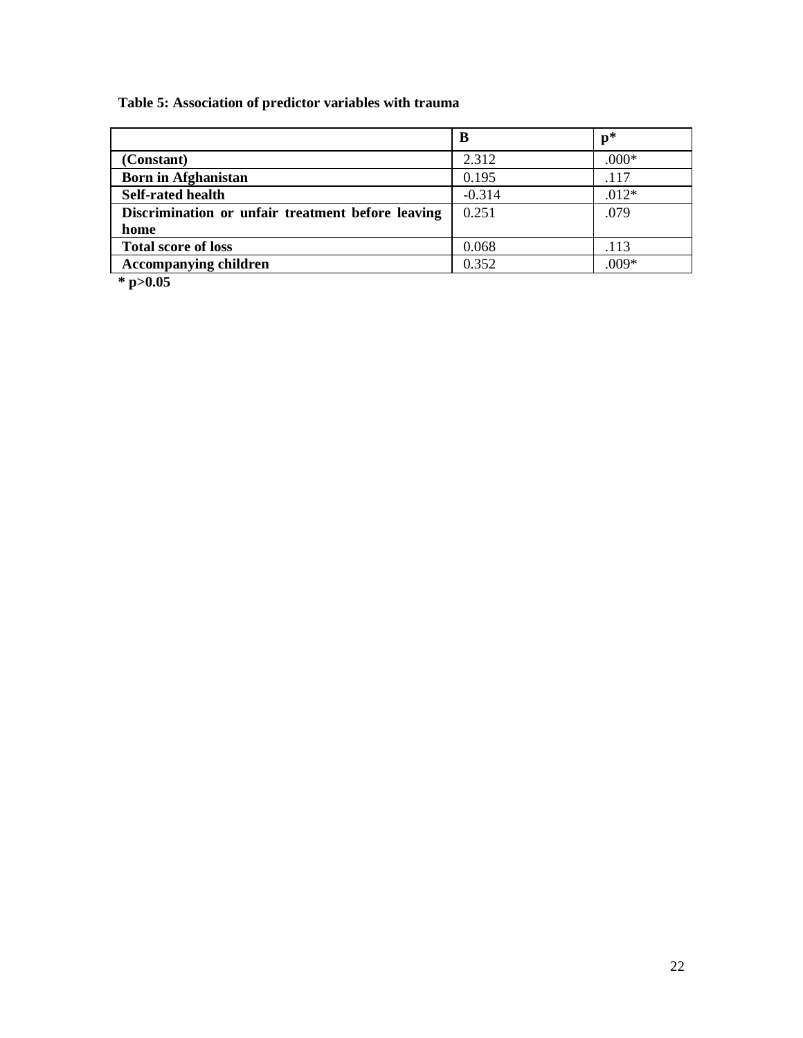**Table 5: Association of predictor variables with trauma**

| | B | p* |
|---|---|---|
| **(Constant)** | 2.312 | .000* |
| **Born in Afghanistan** | 0.195 | .117 |
| **Self-rated health** | -0.314 | .012* |
| **Discrimination or unfair treatment before leaving home** | 0.251 | .079 |
| **Total score of loss** | 0.068 | .113 |
| **Accompanying children** | 0.352 | .009* |

**\* p>0.05**